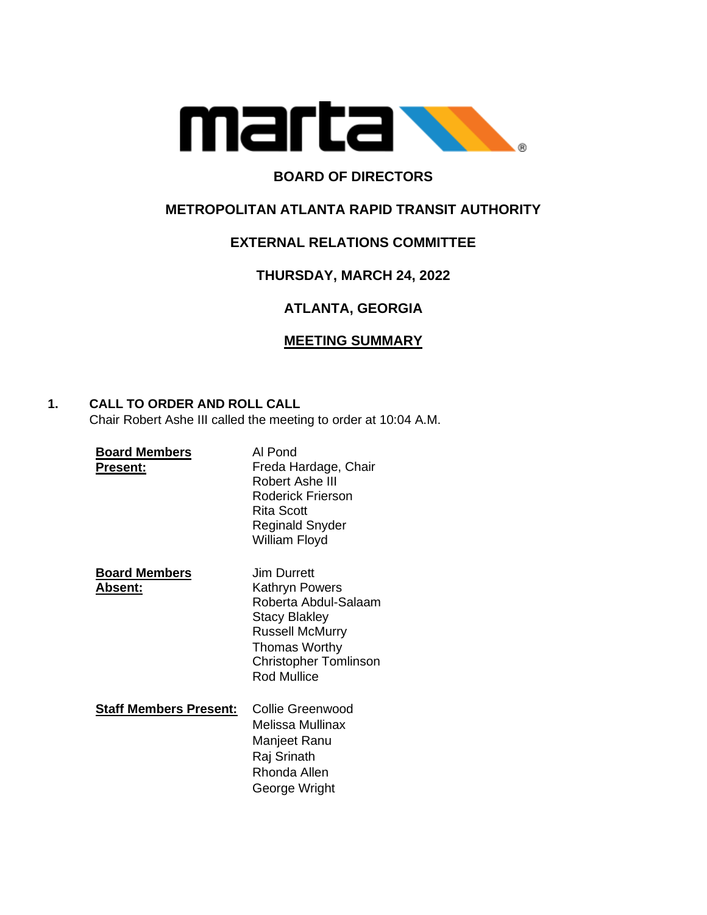# BOARD OF DIRECTORS

## METROPOLITAN ATLANTA RAPID TRANSIT AUTHORITY

## EXTERNAL RELATIONS COMMITTEE

## THURSDAY, MARCH 24, 2022

## ATLANTA, GEORGIA

## MEETING SUMMARY

**1. CALL TO ORDER AND ROLL CALL**

Chair Robert Ashe III called the meeting to order at 10:04 A.M.

**Board Members Present:**
Al Pond
Freda Hardage, Chair
Robert Ashe III
Roderick Frierson
Rita Scott
Reginald Snyder
William Floyd

**Board Members Absent:**
Jim Durrett
Kathryn Powers
Roberta Abdul-Salaam
Stacy Blakley
Russell McMurry
Thomas Worthy
Christopher Tomlinson
Rod Mullice

**Staff Members Present:**
Collie Greenwood
Melissa Mullinax
Manjeet Ranu
Raj Srinath
Rhonda Allen
George Wright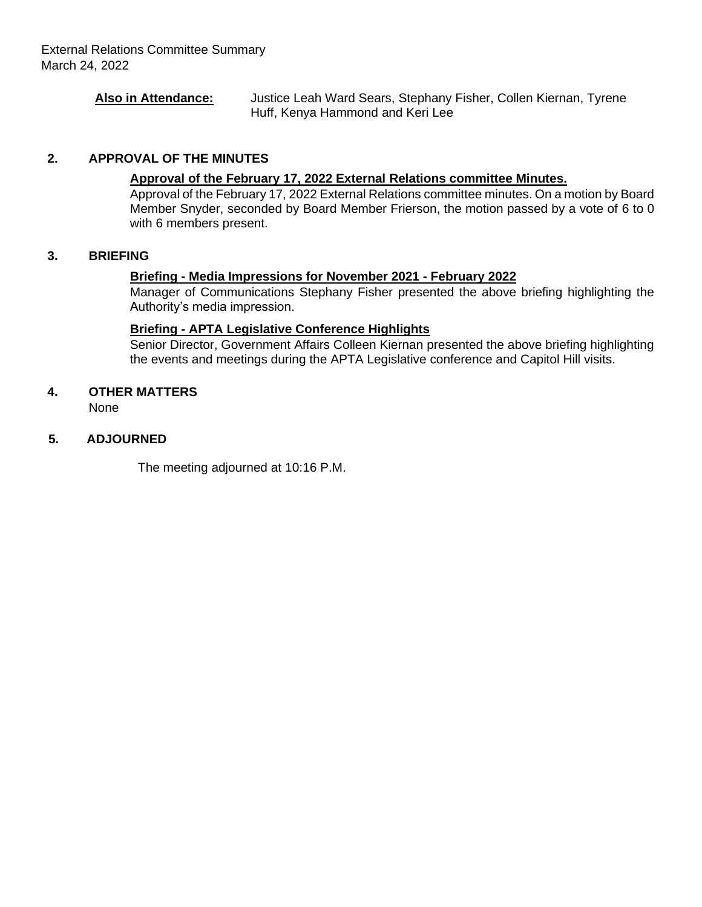**Also in Attendance:** Justice Leah Ward Sears, Stephany Fisher, Collen Kiernan, Tyrene Huff, Kenya Hammond and Keri Lee

## 2. APPROVAL OF THE MINUTES

**Approval of the February 17, 2022 External Relations committee Minutes.**

Approval of the February 17, 2022 External Relations committee minutes. On a motion by Board Member Snyder, seconded by Board Member Frierson, the motion passed by a vote of 6 to 0 with 6 members present.

## 3. BRIEFING

**Briefing - Media Impressions for November 2021 - February 2022**

Manager of Communications Stephany Fisher presented the above briefing highlighting the Authority's media impression.

**Briefing - APTA Legislative Conference Highlights**

Senior Director, Government Affairs Colleen Kiernan presented the above briefing highlighting the events and meetings during the APTA Legislative conference and Capitol Hill visits.

## 4. OTHER MATTERS

None

## 5. ADJOURNED

The meeting adjourned at 10:16 P.M.